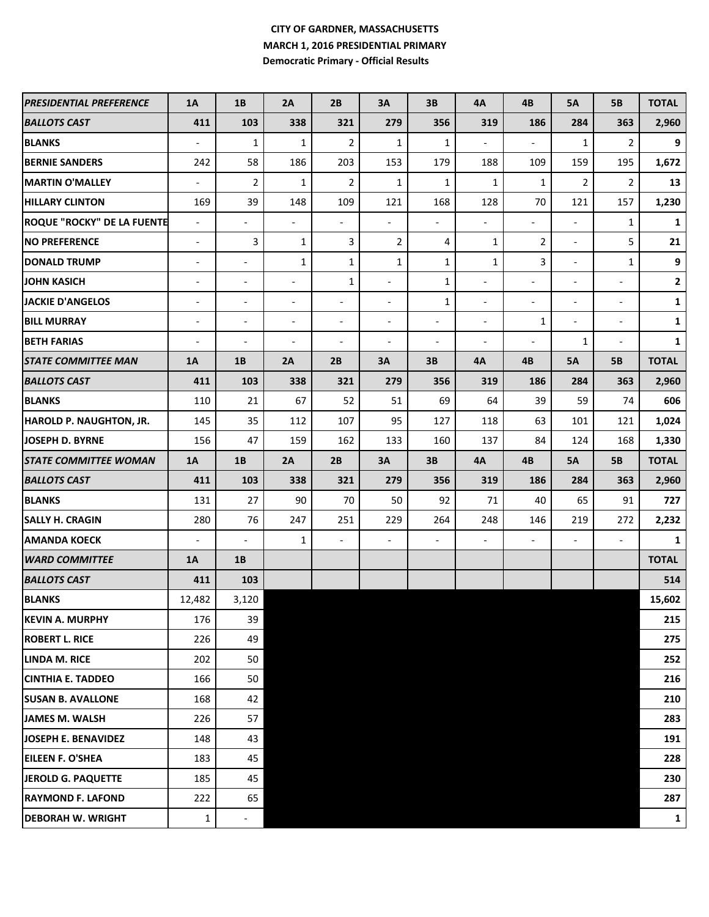**CITY OF GARDNER, MASSACHUSETTS**

**MARCH 1, 2016 PRESIDENTIAL PRIMARY**

**Democratic Primary - Official Results**

| ***PRESIDENTIAL PREFERENCE*** | **1A** | **1B** | **2A** | **2B** | **3A** | **3B** | **4A** | **4B** | **5A** | **5B** | **TOTAL** |
|---|---|---|---|---|---|---|---|---|---|---|---|
| ***BALLOTS CAST*** | **411** | **103** | **338** | **321** | **279** | **356** | **319** | **186** | **284** | **363** | **2,960** |
| **BLANKS** | - | 1 | 1 | 2 | 1 | 1 | - | - | 1 | 2 | **9** |
| **BERNIE SANDERS** | 242 | 58 | 186 | 203 | 153 | 179 | 188 | 109 | 159 | 195 | **1,672** |
| **MARTIN O'MALLEY** | - | 2 | 1 | 2 | 1 | 1 | 1 | 1 | 2 | 2 | **13** |
| **HILLARY CLINTON** | 169 | 39 | 148 | 109 | 121 | 168 | 128 | 70 | 121 | 157 | **1,230** |
| **ROQUE "ROCKY" DE LA FUENTE** | - | - | - | - | - | - | - | - | - | 1 | **1** |
| **NO PREFERENCE** | - | 3 | 1 | 3 | 2 | 4 | 1 | 2 | - | 5 | **21** |
| **DONALD TRUMP** | - | - | 1 | 1 | 1 | 1 | 1 | 3 | - | 1 | **9** |
| **JOHN KASICH** | - | - | - | 1 | - | 1 | - | - | - | - | **2** |
| **JACKIE D'ANGELOS** | - | - | - | - | - | 1 | - | - | - | - | **1** |
| **BILL MURRAY** | - | - | - | - | - | - | - | 1 | - | - | **1** |
| **BETH FARIAS** | - | - | - | - | - | - | - | - | 1 | - | **1** |
| ***STATE COMMITTEE MAN*** | **1A** | **1B** | **2A** | **2B** | **3A** | **3B** | **4A** | **4B** | **5A** | **5B** | **TOTAL** |
| ***BALLOTS CAST*** | **411** | **103** | **338** | **321** | **279** | **356** | **319** | **186** | **284** | **363** | **2,960** |
| **BLANKS** | 110 | 21 | 67 | 52 | 51 | 69 | 64 | 39 | 59 | 74 | **606** |
| **HAROLD P. NAUGHTON, JR.** | 145 | 35 | 112 | 107 | 95 | 127 | 118 | 63 | 101 | 121 | **1,024** |
| **JOSEPH D. BYRNE** | 156 | 47 | 159 | 162 | 133 | 160 | 137 | 84 | 124 | 168 | **1,330** |
| ***STATE COMMITTEE WOMAN*** | **1A** | **1B** | **2A** | **2B** | **3A** | **3B** | **4A** | **4B** | **5A** | **5B** | **TOTAL** |
| ***BALLOTS CAST*** | **411** | **103** | **338** | **321** | **279** | **356** | **319** | **186** | **284** | **363** | **2,960** |
| **BLANKS** | 131 | 27 | 90 | 70 | 50 | 92 | 71 | 40 | 65 | 91 | **727** |
| **SALLY H. CRAGIN** | 280 | 76 | 247 | 251 | 229 | 264 | 248 | 146 | 219 | 272 | **2,232** |
| **AMANDA KOECK** | - | - | 1 | - | - | - | - | - | - | - | **1** |
| ***WARD COMMITTEE*** | **1A** | **1B** | | | | | | | | | **TOTAL** |
| ***BALLOTS CAST*** | **411** | **103** | | | | | | | | | **514** |
| **BLANKS** | 12,482 | 3,120 | | | | | | | | | **15,602** |
| **KEVIN A. MURPHY** | 176 | 39 | | | | | | | | | **215** |
| **ROBERT L. RICE** | 226 | 49 | | | | | | | | | **275** |
| **LINDA M. RICE** | 202 | 50 | | | | | | | | | **252** |
| **CINTHIA E. TADDEO** | 166 | 50 | | | | | | | | | **216** |
| **SUSAN B. AVALLONE** | 168 | 42 | | | | | | | | | **210** |
| **JAMES M. WALSH** | 226 | 57 | | | | | | | | | **283** |
| **JOSEPH E. BENAVIDEZ** | 148 | 43 | | | | | | | | | **191** |
| **EILEEN F. O'SHEA** | 183 | 45 | | | | | | | | | **228** |
| **JEROLD G. PAQUETTE** | 185 | 45 | | | | | | | | | **230** |
| **RAYMOND F. LAFOND** | 222 | 65 | | | | | | | | | **287** |
| **DEBORAH W. WRIGHT** | 1 | - | | | | | | | | | **1** |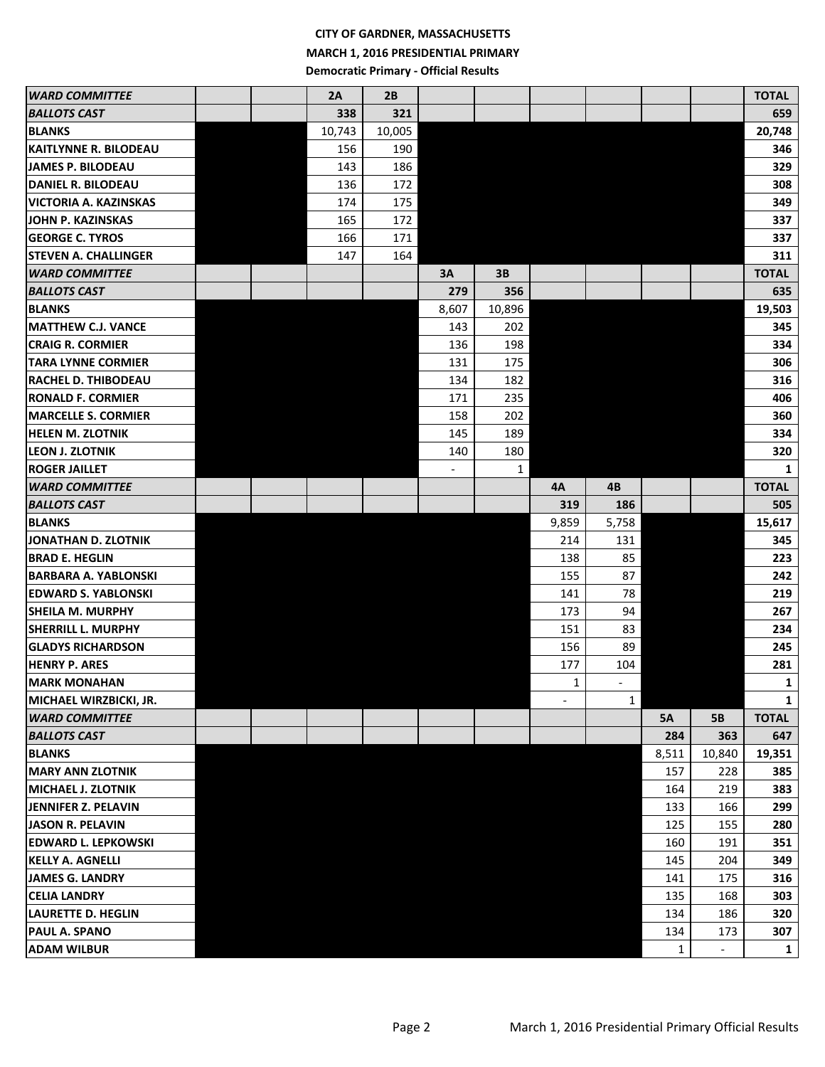**CITY OF GARDNER, MASSACHUSETTS**

**MARCH 1, 2016 PRESIDENTIAL PRIMARY**

**Democratic Primary - Official Results**

| | | | | | | | | | | | |
|---|---|---|---|---|---|---|---|---|---|---|---|
| ***WARD COMMITTEE*** | | | **2A** | **2B** | | | | | | | **TOTAL** |
| ***BALLOTS CAST*** | | | **338** | **321** | | | | | | | **659** |
| **BLANKS** | | | 10,743 | 10,005 | | | | | | | **20,748** |
| **KAITLYNNE R. BILODEAU** | | | 156 | 190 | | | | | | | **346** |
| **JAMES P. BILODEAU** | | | 143 | 186 | | | | | | | **329** |
| **DANIEL R. BILODEAU** | | | 136 | 172 | | | | | | | **308** |
| **VICTORIA A. KAZINSKAS** | | | 174 | 175 | | | | | | | **349** |
| **JOHN P. KAZINSKAS** | | | 165 | 172 | | | | | | | **337** |
| **GEORGE C. TYROS** | | | 166 | 171 | | | | | | | **337** |
| **STEVEN A. CHALLINGER** | | | 147 | 164 | | | | | | | **311** |
| ***WARD COMMITTEE*** | | | | | **3A** | **3B** | | | | | **TOTAL** |
| ***BALLOTS CAST*** | | | | | **279** | **356** | | | | | **635** |
| **BLANKS** | | | | | 8,607 | 10,896 | | | | | **19,503** |
| **MATTHEW C.J. VANCE** | | | | | 143 | 202 | | | | | **345** |
| **CRAIG R. CORMIER** | | | | | 136 | 198 | | | | | **334** |
| **TARA LYNNE CORMIER** | | | | | 131 | 175 | | | | | **306** |
| **RACHEL D. THIBODEAU** | | | | | 134 | 182 | | | | | **316** |
| **RONALD F. CORMIER** | | | | | 171 | 235 | | | | | **406** |
| **MARCELLE S. CORMIER** | | | | | 158 | 202 | | | | | **360** |
| **HELEN M. ZLOTNIK** | | | | | 145 | 189 | | | | | **334** |
| **LEON J. ZLOTNIK** | | | | | 140 | 180 | | | | | **320** |
| **ROGER JAILLET** | | | | | - | 1 | | | | | **1** |
| ***WARD COMMITTEE*** | | | | | | | **4A** | **4B** | | | **TOTAL** |
| ***BALLOTS CAST*** | | | | | | | **319** | **186** | | | **505** |
| **BLANKS** | | | | | | | 9,859 | 5,758 | | | **15,617** |
| **JONATHAN D. ZLOTNIK** | | | | | | | 214 | 131 | | | **345** |
| **BRAD E. HEGLIN** | | | | | | | 138 | 85 | | | **223** |
| **BARBARA A. YABLONSKI** | | | | | | | 155 | 87 | | | **242** |
| **EDWARD S. YABLONSKI** | | | | | | | 141 | 78 | | | **219** |
| **SHEILA M. MURPHY** | | | | | | | 173 | 94 | | | **267** |
| **SHERRILL L. MURPHY** | | | | | | | 151 | 83 | | | **234** |
| **GLADYS RICHARDSON** | | | | | | | 156 | 89 | | | **245** |
| **HENRY P. ARES** | | | | | | | 177 | 104 | | | **281** |
| **MARK MONAHAN** | | | | | | | 1 | - | | | **1** |
| **MICHAEL WIRZBICKI, JR.** | | | | | | | - | 1 | | | **1** |
| ***WARD COMMITTEE*** | | | | | | | | | **5A** | **5B** | **TOTAL** |
| ***BALLOTS CAST*** | | | | | | | | | **284** | **363** | **647** |
| **BLANKS** | | | | | | | | | 8,511 | 10,840 | **19,351** |
| **MARY ANN ZLOTNIK** | | | | | | | | | 157 | 228 | **385** |
| **MICHAEL J. ZLOTNIK** | | | | | | | | | 164 | 219 | **383** |
| **JENNIFER Z. PELAVIN** | | | | | | | | | 133 | 166 | **299** |
| **JASON R. PELAVIN** | | | | | | | | | 125 | 155 | **280** |
| **EDWARD L. LEPKOWSKI** | | | | | | | | | 160 | 191 | **351** |
| **KELLY A. AGNELLI** | | | | | | | | | 145 | 204 | **349** |
| **JAMES G. LANDRY** | | | | | | | | | 141 | 175 | **316** |
| **CELIA LANDRY** | | | | | | | | | 135 | 168 | **303** |
| **LAURETTE D. HEGLIN** | | | | | | | | | 134 | 186 | **320** |
| **PAUL A. SPANO** | | | | | | | | | 134 | 173 | **307** |
| **ADAM WILBUR** | | | | | | | | | 1 | - | **1** |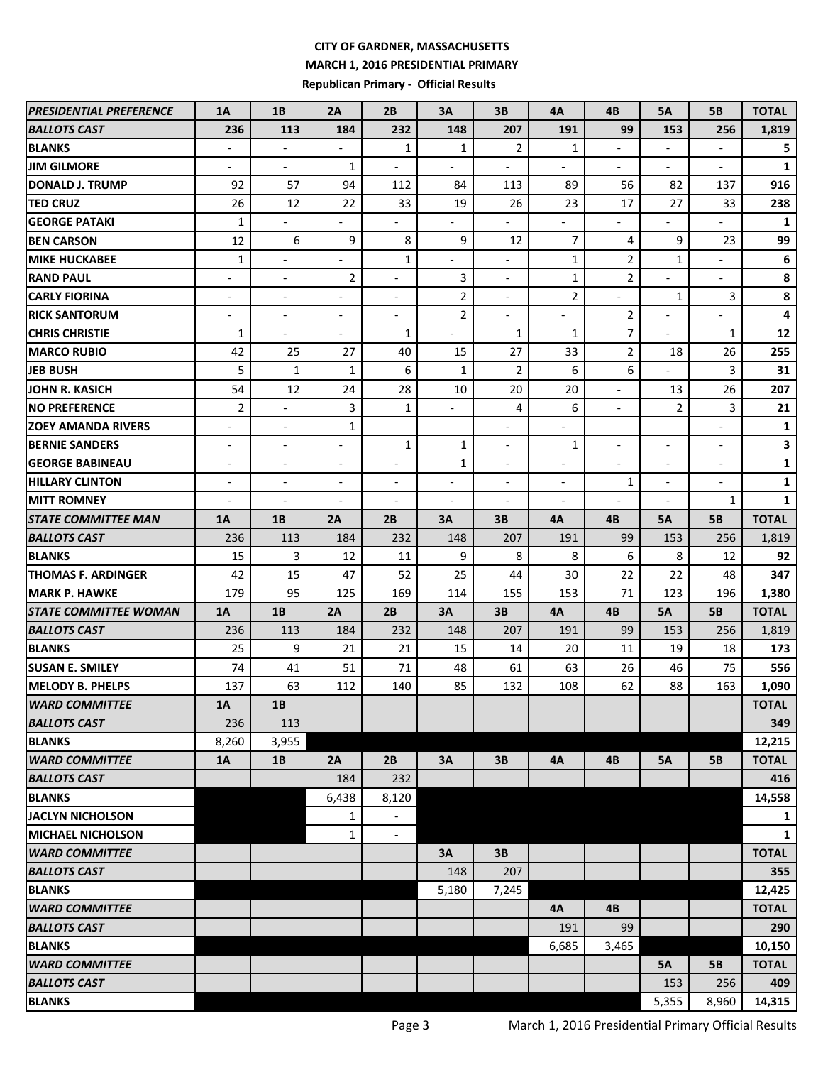**CITY OF GARDNER, MASSACHUSETTS**

**MARCH 1, 2016 PRESIDENTIAL PRIMARY**

**Republican Primary - Official Results**

| ***PRESIDENTIAL PREFERENCE*** | **1A** | **1B** | **2A** | **2B** | **3A** | **3B** | **4A** | **4B** | **5A** | **5B** | **TOTAL** |
|---|---|---|---|---|---|---|---|---|---|---|---|
| ***BALLOTS CAST*** | **236** | **113** | **184** | **232** | **148** | **207** | **191** | **99** | **153** | **256** | **1,819** |
| **BLANKS** | - | - | - | 1 | 1 | 2 | 1 | - | - | - | **5** |
| **JIM GILMORE** | - | - | 1 | - | - | - | - | - | - | - | **1** |
| **DONALD J. TRUMP** | 92 | 57 | 94 | 112 | 84 | 113 | 89 | 56 | 82 | 137 | **916** |
| **TED CRUZ** | 26 | 12 | 22 | 33 | 19 | 26 | 23 | 17 | 27 | 33 | **238** |
| **GEORGE PATAKI** | 1 | - | - | - | - | - | - | - | - | - | **1** |
| **BEN CARSON** | 12 | 6 | 9 | 8 | 9 | 12 | 7 | 4 | 9 | 23 | **99** |
| **MIKE HUCKABEE** | 1 | - | - | 1 | - | - | 1 | 2 | 1 | - | **6** |
| **RAND PAUL** | - | - | 2 | - | 3 | - | 1 | 2 | - | - | **8** |
| **CARLY FIORINA** | - | - | - | - | 2 | - | 2 | - | 1 | 3 | **8** |
| **RICK SANTORUM** | - | - | - | - | 2 | - | - | 2 | - | - | **4** |
| **CHRIS CHRISTIE** | 1 | - | - | 1 | - | 1 | 1 | 7 | - | 1 | **12** |
| **MARCO RUBIO** | 42 | 25 | 27 | 40 | 15 | 27 | 33 | 2 | 18 | 26 | **255** |
| **JEB BUSH** | 5 | 1 | 1 | 6 | 1 | 2 | 6 | 6 | - | 3 | **31** |
| **JOHN R. KASICH** | 54 | 12 | 24 | 28 | 10 | 20 | 20 | - | 13 | 26 | **207** |
| **NO PREFERENCE** | 2 | - | 3 | 1 | - | 4 | 6 | - | 2 | 3 | **21** |
| **ZOEY AMANDA RIVERS** | - | - | 1 | | | - | - | | | - | **1** |
| **BERNIE SANDERS** | - | - | - | 1 | 1 | - | 1 | - | - | - | **3** |
| **GEORGE BABINEAU** | - | - | - | - | 1 | - | - | - | - | - | **1** |
| **HILLARY CLINTON** | - | - | - | - | - | - | - | 1 | - | - | **1** |
| **MITT ROMNEY** | - | - | - | - | - | - | - | - | - | 1 | **1** |
| ***STATE COMMITTEE MAN*** | **1A** | **1B** | **2A** | **2B** | **3A** | **3B** | **4A** | **4B** | **5A** | **5B** | **TOTAL** |
| ***BALLOTS CAST*** | 236 | 113 | 184 | 232 | 148 | 207 | 191 | 99 | 153 | 256 | 1,819 |
| **BLANKS** | 15 | 3 | 12 | 11 | 9 | 8 | 8 | 6 | 8 | 12 | **92** |
| **THOMAS F. ARDINGER** | 42 | 15 | 47 | 52 | 25 | 44 | 30 | 22 | 22 | 48 | **347** |
| **MARK P. HAWKE** | 179 | 95 | 125 | 169 | 114 | 155 | 153 | 71 | 123 | 196 | **1,380** |
| ***STATE COMMITTEE WOMAN*** | **1A** | **1B** | **2A** | **2B** | **3A** | **3B** | **4A** | **4B** | **5A** | **5B** | **TOTAL** |
| ***BALLOTS CAST*** | 236 | 113 | 184 | 232 | 148 | 207 | 191 | 99 | 153 | 256 | 1,819 |
| **BLANKS** | 25 | 9 | 21 | 21 | 15 | 14 | 20 | 11 | 19 | 18 | **173** |
| **SUSAN E. SMILEY** | 74 | 41 | 51 | 71 | 48 | 61 | 63 | 26 | 46 | 75 | **556** |
| **MELODY B. PHELPS** | 137 | 63 | 112 | 140 | 85 | 132 | 108 | 62 | 88 | 163 | **1,090** |
| ***WARD COMMITTEE*** | **1A** | **1B** | | | | | | | | | **TOTAL** |
| ***BALLOTS CAST*** | 236 | 113 | | | | | | | | | **349** |
| **BLANKS** | 8,260 | 3,955 | | | | | | | | | **12,215** |
| ***WARD COMMITTEE*** | **1A** | **1B** | **2A** | **2B** | **3A** | **3B** | **4A** | **4B** | **5A** | **5B** | **TOTAL** |
| ***BALLOTS CAST*** | | | 184 | 232 | | | | | | | **416** |
| **BLANKS** | | | 6,438 | 8,120 | | | | | | | **14,558** |
| **JACLYN NICHOLSON** | | | 1 | - | | | | | | | **1** |
| **MICHAEL NICHOLSON** | | | 1 | - | | | | | | | **1** |
| ***WARD COMMITTEE*** | | | | | **3A** | **3B** | | | | | **TOTAL** |
| ***BALLOTS CAST*** | | | | | 148 | 207 | | | | | **355** |
| **BLANKS** | | | | | 5,180 | 7,245 | | | | | **12,425** |
| ***WARD COMMITTEE*** | | | | | | | **4A** | **4B** | | | **TOTAL** |
| ***BALLOTS CAST*** | | | | | | | 191 | 99 | | | **290** |
| **BLANKS** | | | | | | | 6,685 | 3,465 | | | **10,150** |
| ***WARD COMMITTEE*** | | | | | | | | | **5A** | **5B** | **TOTAL** |
| ***BALLOTS CAST*** | | | | | | | | | 153 | 256 | **409** |
| **BLANKS** | | | | | | | | | 5,355 | 8,960 | **14,315** |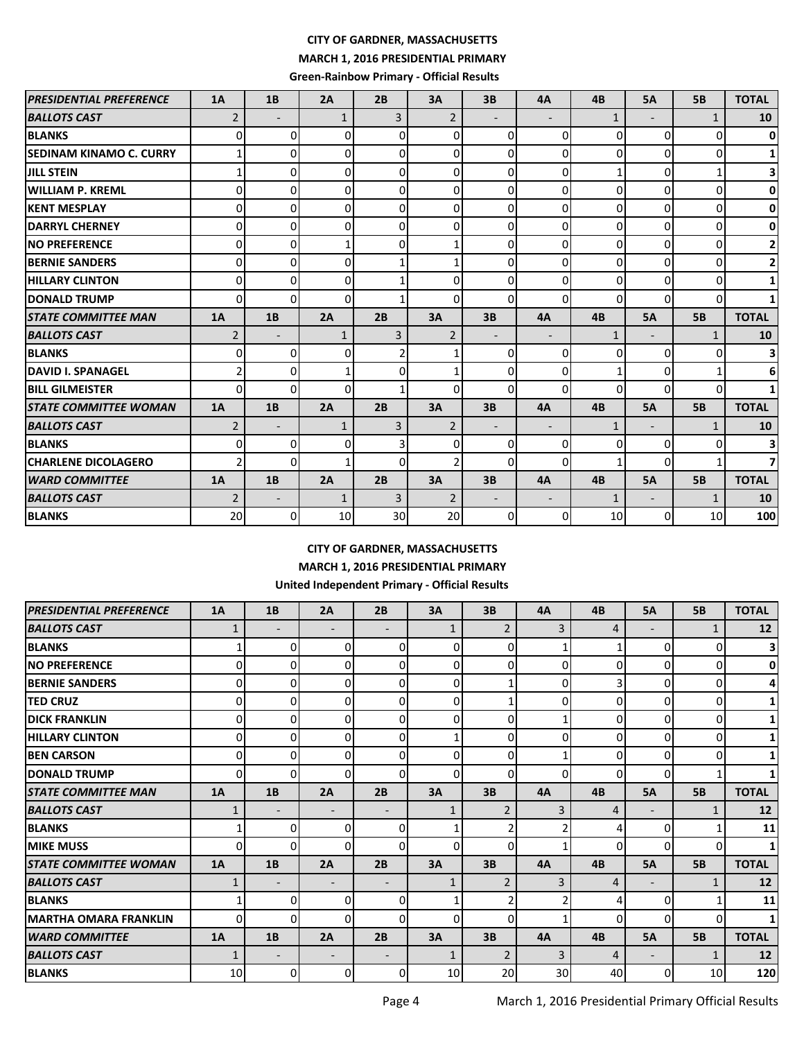**CITY OF GARDNER, MASSACHUSETTS**

**MARCH 1, 2016 PRESIDENTIAL PRIMARY**

**Green-Rainbow Primary - Official Results**

| ***PRESIDENTIAL PREFERENCE*** | **1A** | **1B** | **2A** | **2B** | **3A** | **3B** | **4A** | **4B** | **5A** | **5B** | **TOTAL** |
|---|---|---|---|---|---|---|---|---|---|---|---|
| ***BALLOTS CAST*** | 2 | - | 1 | 3 | 2 | - | - | 1 | - | 1 | **10** |
| **BLANKS** | 0 | 0 | 0 | 0 | 0 | 0 | 0 | 0 | 0 | 0 | **0** |
| **SEDINAM KINAMO C. CURRY** | 1 | 0 | 0 | 0 | 0 | 0 | 0 | 0 | 0 | 0 | **1** |
| **JILL STEIN** | 1 | 0 | 0 | 0 | 0 | 0 | 0 | 1 | 0 | 1 | **3** |
| **WILLIAM P. KREML** | 0 | 0 | 0 | 0 | 0 | 0 | 0 | 0 | 0 | 0 | **0** |
| **KENT MESPLAY** | 0 | 0 | 0 | 0 | 0 | 0 | 0 | 0 | 0 | 0 | **0** |
| **DARRYL CHERNEY** | 0 | 0 | 0 | 0 | 0 | 0 | 0 | 0 | 0 | 0 | **0** |
| **NO PREFERENCE** | 0 | 0 | 1 | 0 | 1 | 0 | 0 | 0 | 0 | 0 | **2** |
| **BERNIE SANDERS** | 0 | 0 | 0 | 1 | 1 | 0 | 0 | 0 | 0 | 0 | **2** |
| **HILLARY CLINTON** | 0 | 0 | 0 | 1 | 0 | 0 | 0 | 0 | 0 | 0 | **1** |
| **DONALD TRUMP** | 0 | 0 | 0 | 1 | 0 | 0 | 0 | 0 | 0 | 0 | **1** |
| ***STATE COMMITTEE MAN*** | **1A** | **1B** | **2A** | **2B** | **3A** | **3B** | **4A** | **4B** | **5A** | **5B** | **TOTAL** |
| ***BALLOTS CAST*** | 2 | - | 1 | 3 | 2 | - | - | 1 | - | 1 | **10** |
| **BLANKS** | 0 | 0 | 0 | 2 | 1 | 0 | 0 | 0 | 0 | 0 | **3** |
| **DAVID I. SPANAGEL** | 2 | 0 | 1 | 0 | 1 | 0 | 0 | 1 | 0 | 1 | **6** |
| **BILL GILMEISTER** | 0 | 0 | 0 | 1 | 0 | 0 | 0 | 0 | 0 | 0 | **1** |
| ***STATE COMMITTEE WOMAN*** | **1A** | **1B** | **2A** | **2B** | **3A** | **3B** | **4A** | **4B** | **5A** | **5B** | **TOTAL** |
| ***BALLOTS CAST*** | 2 | - | 1 | 3 | 2 | - | - | 1 | - | 1 | **10** |
| **BLANKS** | 0 | 0 | 0 | 3 | 0 | 0 | 0 | 0 | 0 | 0 | **3** |
| **CHARLENE DICOLAGERO** | 2 | 0 | 1 | 0 | 2 | 0 | 0 | 1 | 0 | 1 | **7** |
| ***WARD COMMITTEE*** | **1A** | **1B** | **2A** | **2B** | **3A** | **3B** | **4A** | **4B** | **5A** | **5B** | **TOTAL** |
| ***BALLOTS CAST*** | 2 | - | 1 | 3 | 2 | - | - | 1 | - | 1 | **10** |
| **BLANKS** | 20 | 0 | 10 | 30 | 20 | 0 | 0 | 10 | 0 | 10 | **100** |

**CITY OF GARDNER, MASSACHUSETTS**

**MARCH 1, 2016 PRESIDENTIAL PRIMARY**

**United Independent Primary - Official Results**

| ***PRESIDENTIAL PREFERENCE*** | **1A** | **1B** | **2A** | **2B** | **3A** | **3B** | **4A** | **4B** | **5A** | **5B** | **TOTAL** |
|---|---|---|---|---|---|---|---|---|---|---|---|
| ***BALLOTS CAST*** | 1 | - | - | - | 1 | 2 | 3 | 4 | - | 1 | **12** |
| **BLANKS** | 1 | 0 | 0 | 0 | 0 | 0 | 1 | 1 | 0 | 0 | **3** |
| **NO PREFERENCE** | 0 | 0 | 0 | 0 | 0 | 0 | 0 | 0 | 0 | 0 | **0** |
| **BERNIE SANDERS** | 0 | 0 | 0 | 0 | 0 | 1 | 0 | 3 | 0 | 0 | **4** |
| **TED CRUZ** | 0 | 0 | 0 | 0 | 0 | 1 | 0 | 0 | 0 | 0 | **1** |
| **DICK FRANKLIN** | 0 | 0 | 0 | 0 | 0 | 0 | 1 | 0 | 0 | 0 | **1** |
| **HILLARY CLINTON** | 0 | 0 | 0 | 0 | 1 | 0 | 0 | 0 | 0 | 0 | **1** |
| **BEN CARSON** | 0 | 0 | 0 | 0 | 0 | 0 | 1 | 0 | 0 | 0 | **1** |
| **DONALD TRUMP** | 0 | 0 | 0 | 0 | 0 | 0 | 0 | 0 | 0 | 1 | **1** |
| ***STATE COMMITTEE MAN*** | **1A** | **1B** | **2A** | **2B** | **3A** | **3B** | **4A** | **4B** | **5A** | **5B** | **TOTAL** |
| ***BALLOTS CAST*** | 1 | - | - | - | 1 | 2 | 3 | 4 | - | 1 | **12** |
| **BLANKS** | 1 | 0 | 0 | 0 | 1 | 2 | 2 | 4 | 0 | 1 | **11** |
| **MIKE MUSS** | 0 | 0 | 0 | 0 | 0 | 0 | 1 | 0 | 0 | 0 | **1** |
| ***STATE COMMITTEE WOMAN*** | **1A** | **1B** | **2A** | **2B** | **3A** | **3B** | **4A** | **4B** | **5A** | **5B** | **TOTAL** |
| ***BALLOTS CAST*** | 1 | - | - | - | 1 | 2 | 3 | 4 | - | 1 | **12** |
| **BLANKS** | 1 | 0 | 0 | 0 | 1 | 2 | 2 | 4 | 0 | 1 | **11** |
| **MARTHA OMARA FRANKLIN** | 0 | 0 | 0 | 0 | 0 | 0 | 1 | 0 | 0 | 0 | **1** |
| ***WARD COMMITTEE*** | **1A** | **1B** | **2A** | **2B** | **3A** | **3B** | **4A** | **4B** | **5A** | **5B** | **TOTAL** |
| ***BALLOTS CAST*** | 1 | - | - | - | 1 | 2 | 3 | 4 | - | 1 | **12** |
| **BLANKS** | 10 | 0 | 0 | 0 | 10 | 20 | 30 | 40 | 0 | 10 | **120** |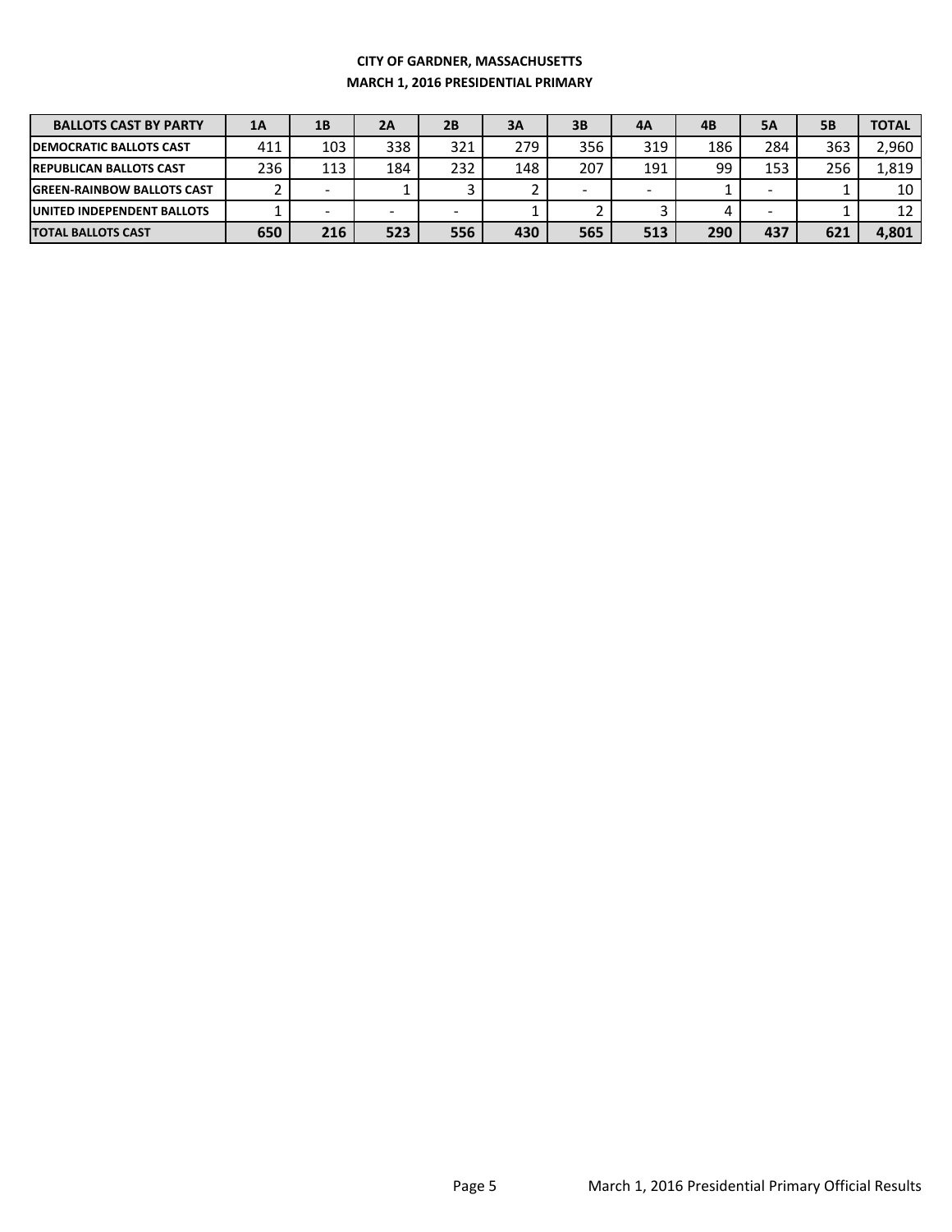**CITY OF GARDNER, MASSACHUSETTS**

**MARCH 1, 2016 PRESIDENTIAL PRIMARY**

| BALLOTS CAST BY PARTY | 1A | 1B | 2A | 2B | 3A | 3B | 4A | 4B | 5A | 5B | TOTAL |
|---|---|---|---|---|---|---|---|---|---|---|---|
| DEMOCRATIC BALLOTS CAST | 411 | 103 | 338 | 321 | 279 | 356 | 319 | 186 | 284 | 363 | 2,960 |
| REPUBLICAN BALLOTS CAST | 236 | 113 | 184 | 232 | 148 | 207 | 191 | 99 | 153 | 256 | 1,819 |
| GREEN-RAINBOW BALLOTS CAST | 2 | - | 1 | 3 | 2 | - | - | 1 | - | 1 | 10 |
| UNITED INDEPENDENT BALLOTS | 1 | - | - | - | 1 | 2 | 3 | 4 | - | 1 | 12 |
| **TOTAL BALLOTS CAST** | **650** | **216** | **523** | **556** | **430** | **565** | **513** | **290** | **437** | **621** | **4,801** |